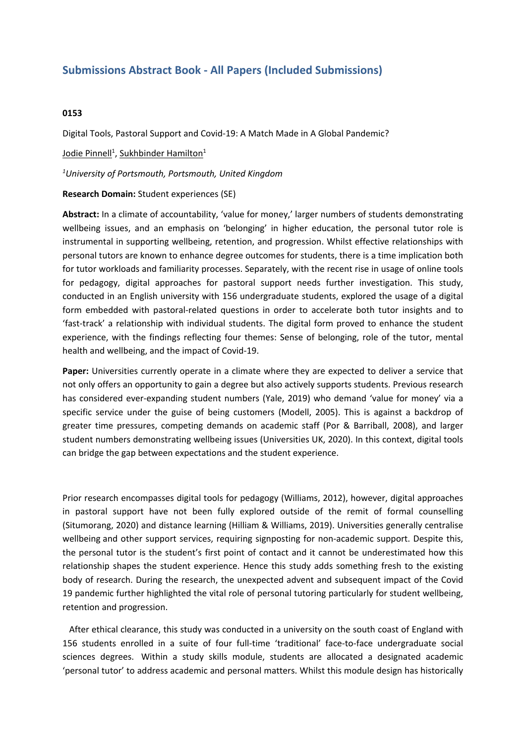## Submissions Abstract Book - All Papers (Included Submissions)

**0153**

Digital Tools, Pastoral Support and Covid-19: A Match Made in A Global Pandemic?

Jodie Pinnell[1], Sukhbinder Hamilton[1]

*[1]University of Portsmouth, Portsmouth, United Kingdom*

**Research Domain:** Student experiences (SE)

**Abstract:** In a climate of accountability, 'value for money,' larger numbers of students demonstrating wellbeing issues, and an emphasis on 'belonging' in higher education, the personal tutor role is instrumental in supporting wellbeing, retention, and progression. Whilst effective relationships with personal tutors are known to enhance degree outcomes for students, there is a time implication both for tutor workloads and familiarity processes. Separately, with the recent rise in usage of online tools for pedagogy, digital approaches for pastoral support needs further investigation. This study, conducted in an English university with 156 undergraduate students, explored the usage of a digital form embedded with pastoral-related questions in order to accelerate both tutor insights and to 'fast-track' a relationship with individual students. The digital form proved to enhance the student experience, with the findings reflecting four themes: Sense of belonging, role of the tutor, mental health and wellbeing, and the impact of Covid-19.

**Paper:** Universities currently operate in a climate where they are expected to deliver a service that not only offers an opportunity to gain a degree but also actively supports students. Previous research has considered ever-expanding student numbers (Yale, 2019) who demand 'value for money' via a specific service under the guise of being customers (Modell, 2005). This is against a backdrop of greater time pressures, competing demands on academic staff (Por & Barriball, 2008), and larger student numbers demonstrating wellbeing issues (Universities UK, 2020). In this context, digital tools can bridge the gap between expectations and the student experience.

Prior research encompasses digital tools for pedagogy (Williams, 2012), however, digital approaches in pastoral support have not been fully explored outside of the remit of formal counselling (Situmorang, 2020) and distance learning (Hilliam & Williams, 2019). Universities generally centralise wellbeing and other support services, requiring signposting for non-academic support. Despite this, the personal tutor is the student's first point of contact and it cannot be underestimated how this relationship shapes the student experience. Hence this study adds something fresh to the existing body of research. During the research, the unexpected advent and subsequent impact of the Covid 19 pandemic further highlighted the vital role of personal tutoring particularly for student wellbeing, retention and progression.

After ethical clearance, this study was conducted in a university on the south coast of England with 156 students enrolled in a suite of four full-time 'traditional' face-to-face undergraduate social sciences degrees. Within a study skills module, students are allocated a designated academic 'personal tutor' to address academic and personal matters. Whilst this module design has historically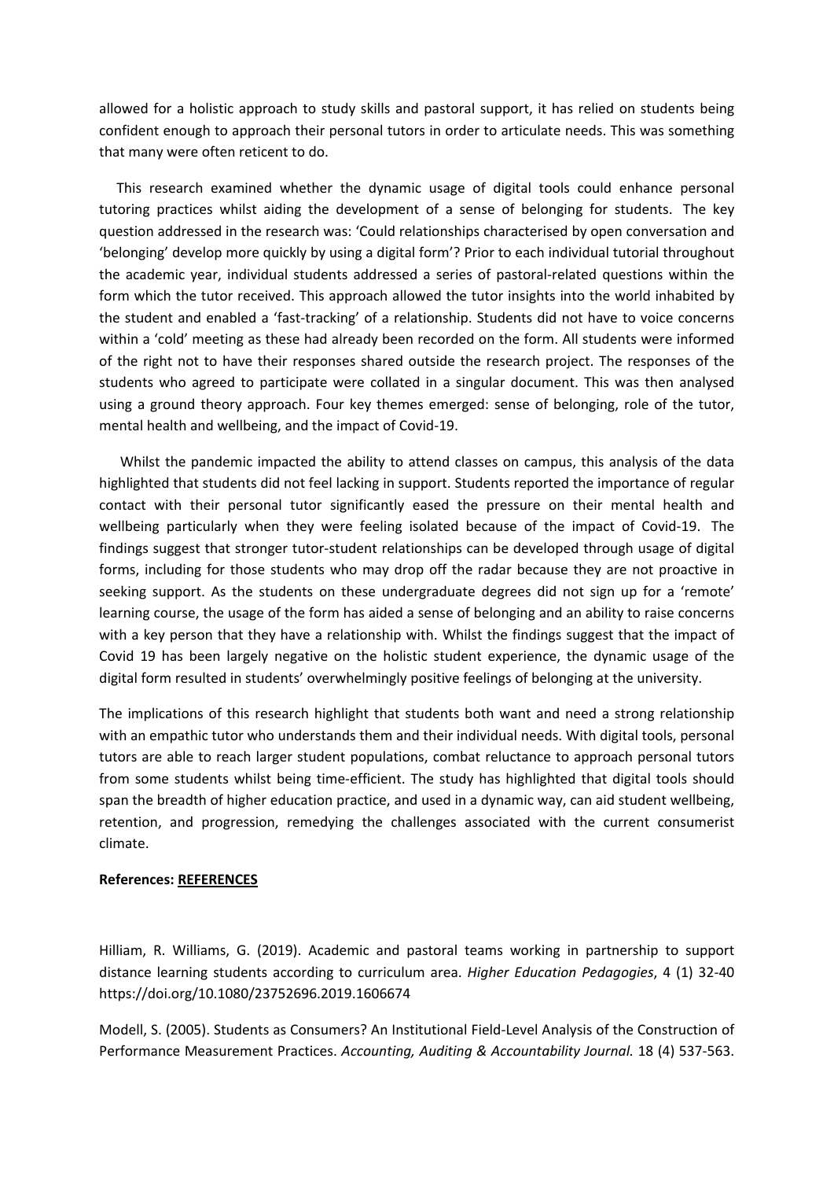allowed for a holistic approach to study skills and pastoral support, it has relied on students being confident enough to approach their personal tutors in order to articulate needs. This was something that many were often reticent to do.

This research examined whether the dynamic usage of digital tools could enhance personal tutoring practices whilst aiding the development of a sense of belonging for students. The key question addressed in the research was: 'Could relationships characterised by open conversation and 'belonging' develop more quickly by using a digital form'? Prior to each individual tutorial throughout the academic year, individual students addressed a series of pastoral-related questions within the form which the tutor received. This approach allowed the tutor insights into the world inhabited by the student and enabled a 'fast-tracking' of a relationship. Students did not have to voice concerns within a 'cold' meeting as these had already been recorded on the form. All students were informed of the right not to have their responses shared outside the research project. The responses of the students who agreed to participate were collated in a singular document. This was then analysed using a ground theory approach. Four key themes emerged: sense of belonging, role of the tutor, mental health and wellbeing, and the impact of Covid-19.

Whilst the pandemic impacted the ability to attend classes on campus, this analysis of the data highlighted that students did not feel lacking in support. Students reported the importance of regular contact with their personal tutor significantly eased the pressure on their mental health and wellbeing particularly when they were feeling isolated because of the impact of Covid-19. The findings suggest that stronger tutor-student relationships can be developed through usage of digital forms, including for those students who may drop off the radar because they are not proactive in seeking support. As the students on these undergraduate degrees did not sign up for a 'remote' learning course, the usage of the form has aided a sense of belonging and an ability to raise concerns with a key person that they have a relationship with. Whilst the findings suggest that the impact of Covid 19 has been largely negative on the holistic student experience, the dynamic usage of the digital form resulted in students' overwhelmingly positive feelings of belonging at the university.

The implications of this research highlight that students both want and need a strong relationship with an empathic tutor who understands them and their individual needs. With digital tools, personal tutors are able to reach larger student populations, combat reluctance to approach personal tutors from some students whilst being time-efficient. The study has highlighted that digital tools should span the breadth of higher education practice, and used in a dynamic way, can aid student wellbeing, retention, and progression, remedying the challenges associated with the current consumerist climate.

**References: REFERENCES**

Hilliam, R. Williams, G. (2019). Academic and pastoral teams working in partnership to support distance learning students according to curriculum area. *Higher Education Pedagogies*, 4 (1) 32-40 https://doi.org/10.1080/23752696.2019.1606674

Modell, S. (2005). Students as Consumers? An Institutional Field-Level Analysis of the Construction of Performance Measurement Practices. *Accounting, Auditing & Accountability Journal.* 18 (4) 537-563.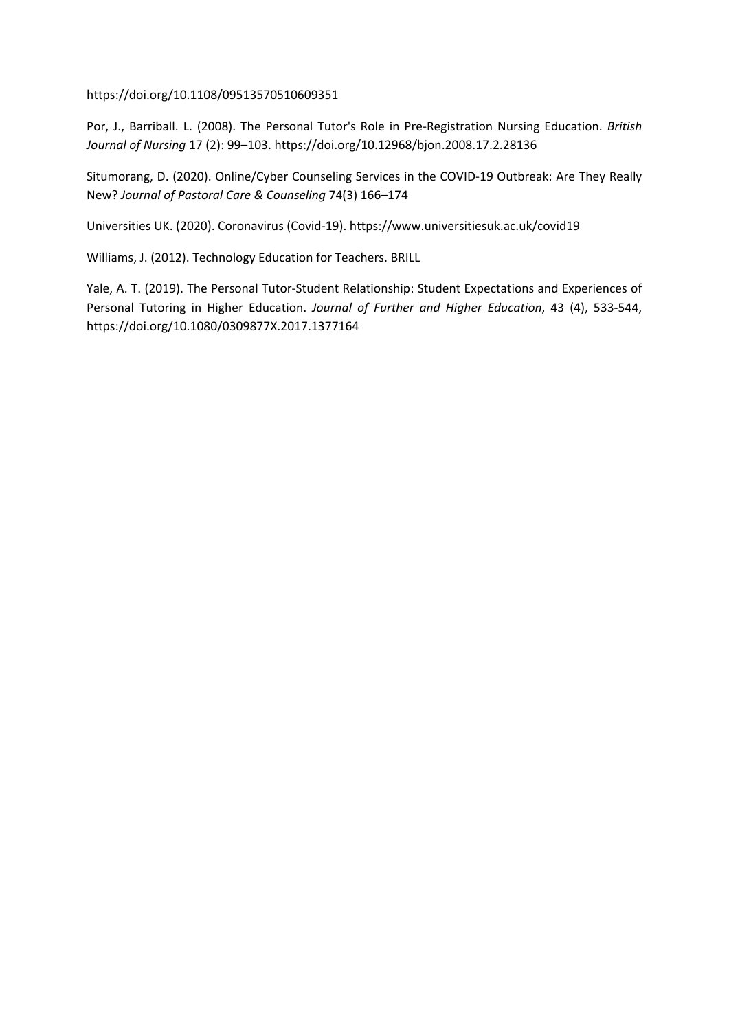https://doi.org/10.1108/09513570510609351

Por, J., Barriball. L. (2008). The Personal Tutor's Role in Pre-Registration Nursing Education. *British Journal of Nursing* 17 (2): 99–103. https://doi.org/10.12968/bjon.2008.17.2.28136

Situmorang, D. (2020). Online/Cyber Counseling Services in the COVID-19 Outbreak: Are They Really New? *Journal of Pastoral Care & Counseling* 74(3) 166–174

Universities UK. (2020). Coronavirus (Covid-19). https://www.universitiesuk.ac.uk/covid19

Williams, J. (2012). Technology Education for Teachers. BRILL

Yale, A. T. (2019). The Personal Tutor-Student Relationship: Student Expectations and Experiences of Personal Tutoring in Higher Education. *Journal of Further and Higher Education*, 43 (4), 533-544, https://doi.org/10.1080/0309877X.2017.1377164